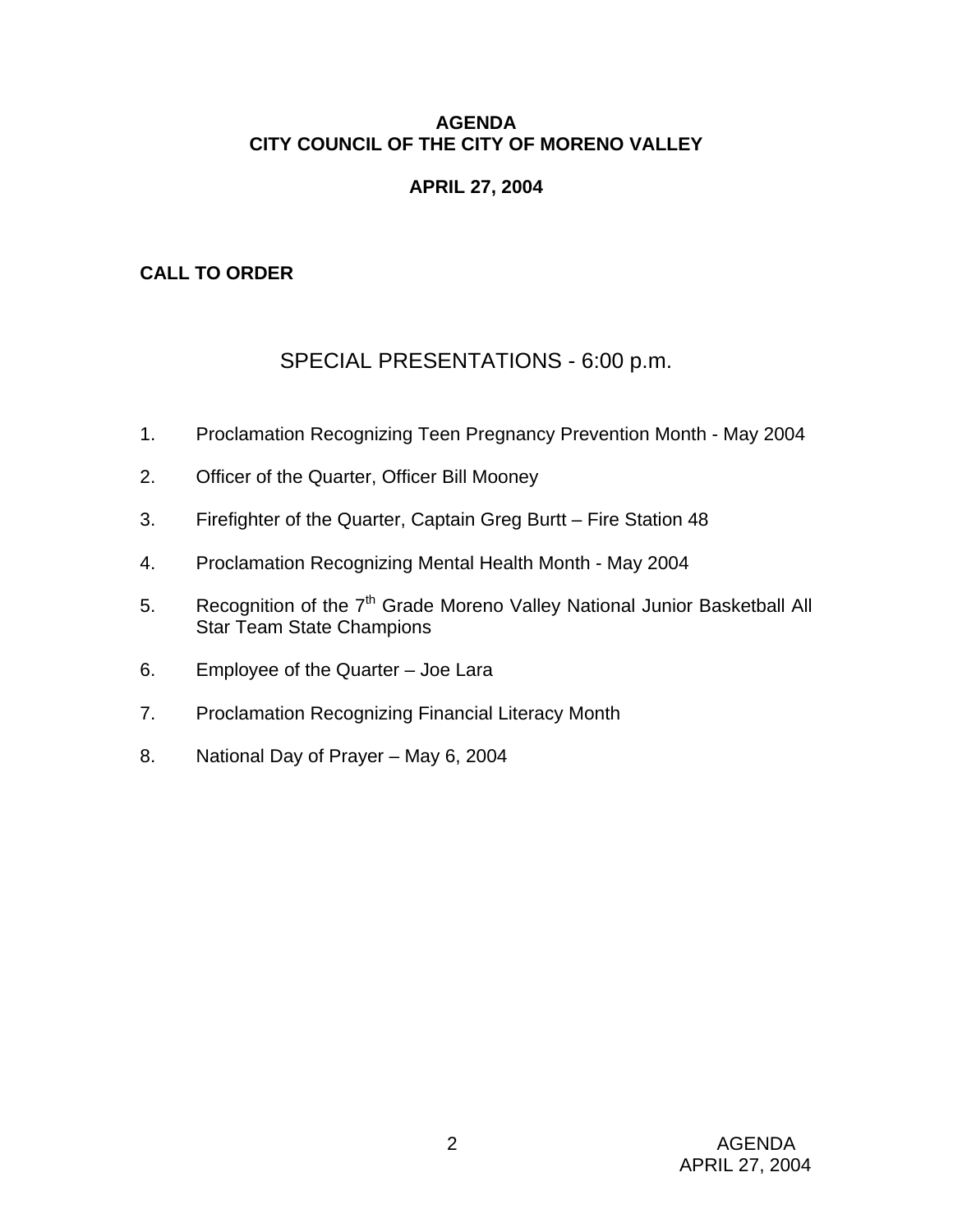# AGENDA
# CITY COUNCIL OF THE CITY OF MORENO VALLEY

## APRIL 27, 2004

**CALL TO ORDER**

## SPECIAL PRESENTATIONS - 6:00 p.m.

1. Proclamation Recognizing Teen Pregnancy Prevention Month - May 2004

2. Officer of the Quarter, Officer Bill Mooney

3. Firefighter of the Quarter, Captain Greg Burtt – Fire Station 48

4. Proclamation Recognizing Mental Health Month - May 2004

5. Recognition of the 7th Grade Moreno Valley National Junior Basketball All Star Team State Champions

6. Employee of the Quarter – Joe Lara

7. Proclamation Recognizing Financial Literacy Month

8. National Day of Prayer – May 6, 2004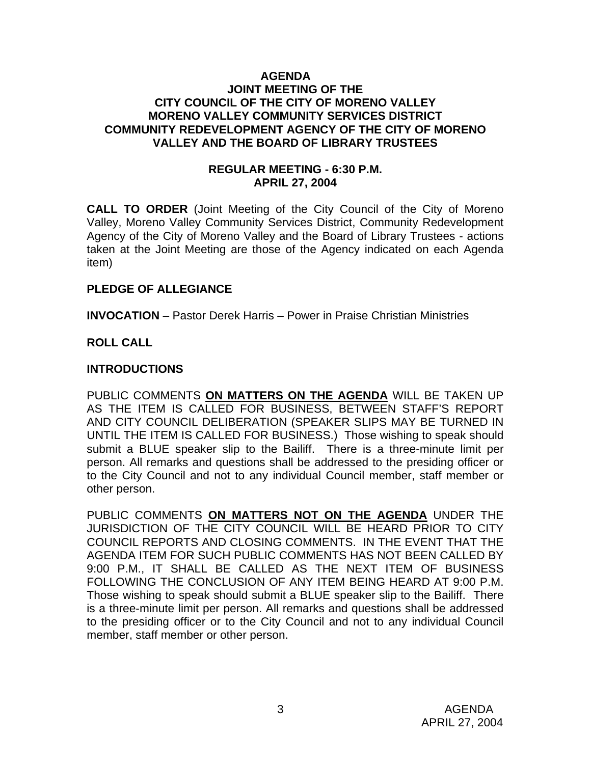**AGENDA**
**JOINT MEETING OF THE**
**CITY COUNCIL OF THE CITY OF MORENO VALLEY**
**MORENO VALLEY COMMUNITY SERVICES DISTRICT**
**COMMUNITY REDEVELOPMENT AGENCY OF THE CITY OF MORENO VALLEY AND THE BOARD OF LIBRARY TRUSTEES**

**REGULAR MEETING - 6:30 P.M.**
**APRIL 27, 2004**

**CALL TO ORDER** (Joint Meeting of the City Council of the City of Moreno Valley, Moreno Valley Community Services District, Community Redevelopment Agency of the City of Moreno Valley and the Board of Library Trustees - actions taken at the Joint Meeting are those of the Agency indicated on each Agenda item)

**PLEDGE OF ALLEGIANCE**

**INVOCATION** – Pastor Derek Harris – Power in Praise Christian Ministries

**ROLL CALL**

**INTRODUCTIONS**

PUBLIC COMMENTS **ON MATTERS ON THE AGENDA** WILL BE TAKEN UP AS THE ITEM IS CALLED FOR BUSINESS, BETWEEN STAFF'S REPORT AND CITY COUNCIL DELIBERATION (SPEAKER SLIPS MAY BE TURNED IN UNTIL THE ITEM IS CALLED FOR BUSINESS.) Those wishing to speak should submit a BLUE speaker slip to the Bailiff. There is a three-minute limit per person. All remarks and questions shall be addressed to the presiding officer or to the City Council and not to any individual Council member, staff member or other person.

PUBLIC COMMENTS **ON MATTERS NOT ON THE AGENDA** UNDER THE JURISDICTION OF THE CITY COUNCIL WILL BE HEARD PRIOR TO CITY COUNCIL REPORTS AND CLOSING COMMENTS. IN THE EVENT THAT THE AGENDA ITEM FOR SUCH PUBLIC COMMENTS HAS NOT BEEN CALLED BY 9:00 P.M., IT SHALL BE CALLED AS THE NEXT ITEM OF BUSINESS FOLLOWING THE CONCLUSION OF ANY ITEM BEING HEARD AT 9:00 P.M. Those wishing to speak should submit a BLUE speaker slip to the Bailiff. There is a three-minute limit per person. All remarks and questions shall be addressed to the presiding officer or to the City Council and not to any individual Council member, staff member or other person.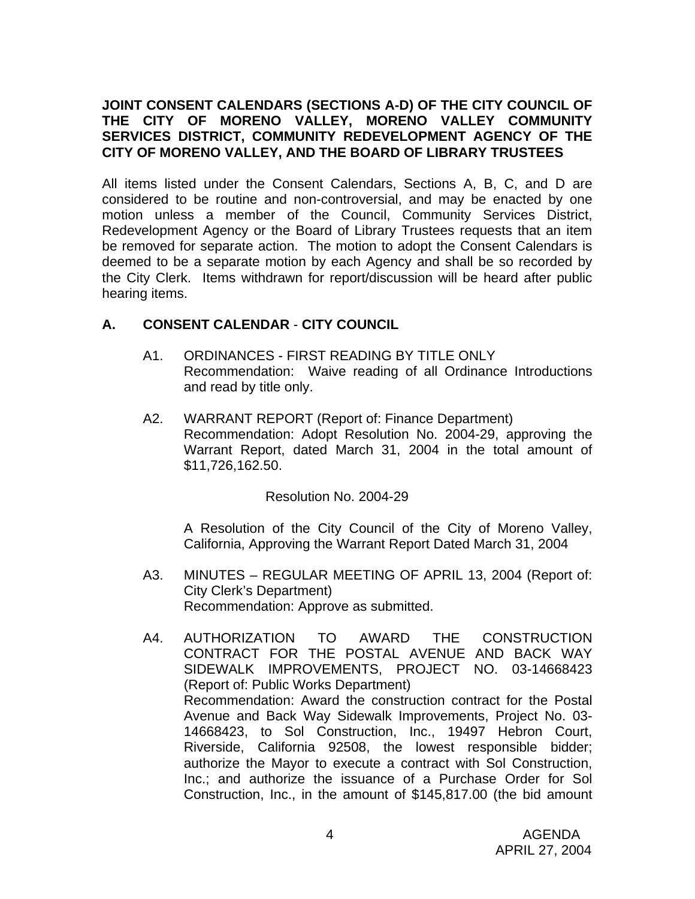**JOINT CONSENT CALENDARS (SECTIONS A-D) OF THE CITY COUNCIL OF THE CITY OF MORENO VALLEY, MORENO VALLEY COMMUNITY SERVICES DISTRICT, COMMUNITY REDEVELOPMENT AGENCY OF THE CITY OF MORENO VALLEY, AND THE BOARD OF LIBRARY TRUSTEES**

All items listed under the Consent Calendars, Sections A, B, C, and D are considered to be routine and non-controversial, and may be enacted by one motion unless a member of the Council, Community Services District, Redevelopment Agency or the Board of Library Trustees requests that an item be removed for separate action. The motion to adopt the Consent Calendars is deemed to be a separate motion by each Agency and shall be so recorded by the City Clerk. Items withdrawn for report/discussion will be heard after public hearing items.

## A. CONSENT CALENDAR - CITY COUNCIL

A1. ORDINANCES - FIRST READING BY TITLE ONLY
Recommendation: Waive reading of all Ordinance Introductions and read by title only.

A2. WARRANT REPORT (Report of: Finance Department)
Recommendation: Adopt Resolution No. 2004-29, approving the Warrant Report, dated March 31, 2004 in the total amount of $11,726,162.50.

Resolution No. 2004-29

A Resolution of the City Council of the City of Moreno Valley, California, Approving the Warrant Report Dated March 31, 2004

A3. MINUTES – REGULAR MEETING OF APRIL 13, 2004 (Report of: City Clerk's Department)
Recommendation: Approve as submitted.

A4. AUTHORIZATION TO AWARD THE CONSTRUCTION CONTRACT FOR THE POSTAL AVENUE AND BACK WAY SIDEWALK IMPROVEMENTS, PROJECT NO. 03-14668423 (Report of: Public Works Department)
Recommendation: Award the construction contract for the Postal Avenue and Back Way Sidewalk Improvements, Project No. 03-14668423, to Sol Construction, Inc., 19497 Hebron Court, Riverside, California 92508, the lowest responsible bidder; authorize the Mayor to execute a contract with Sol Construction, Inc.; and authorize the issuance of a Purchase Order for Sol Construction, Inc., in the amount of $145,817.00 (the bid amount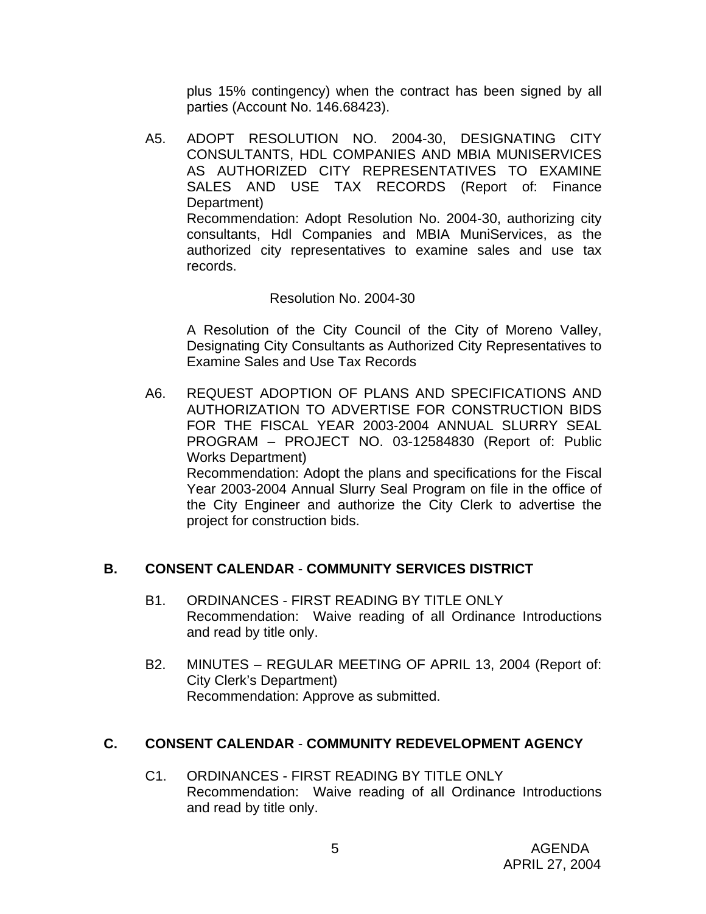plus 15% contingency) when the contract has been signed by all parties (Account No. 146.68423).

A5. ADOPT RESOLUTION NO. 2004-30, DESIGNATING CITY CONSULTANTS, HDL COMPANIES AND MBIA MUNISERVICES AS AUTHORIZED CITY REPRESENTATIVES TO EXAMINE SALES AND USE TAX RECORDS (Report of: Finance Department)
Recommendation: Adopt Resolution No. 2004-30, authorizing city consultants, Hdl Companies and MBIA MuniServices, as the authorized city representatives to examine sales and use tax records.

Resolution No. 2004-30

A Resolution of the City Council of the City of Moreno Valley, Designating City Consultants as Authorized City Representatives to Examine Sales and Use Tax Records

A6. REQUEST ADOPTION OF PLANS AND SPECIFICATIONS AND AUTHORIZATION TO ADVERTISE FOR CONSTRUCTION BIDS FOR THE FISCAL YEAR 2003-2004 ANNUAL SLURRY SEAL PROGRAM – PROJECT NO. 03-12584830 (Report of: Public Works Department)
Recommendation: Adopt the plans and specifications for the Fiscal Year 2003-2004 Annual Slurry Seal Program on file in the office of the City Engineer and authorize the City Clerk to advertise the project for construction bids.

## B. CONSENT CALENDAR - COMMUNITY SERVICES DISTRICT

B1. ORDINANCES - FIRST READING BY TITLE ONLY
Recommendation: Waive reading of all Ordinance Introductions and read by title only.

B2. MINUTES – REGULAR MEETING OF APRIL 13, 2004 (Report of: City Clerk's Department)
Recommendation: Approve as submitted.

## C. CONSENT CALENDAR - COMMUNITY REDEVELOPMENT AGENCY

C1. ORDINANCES - FIRST READING BY TITLE ONLY
Recommendation: Waive reading of all Ordinance Introductions and read by title only.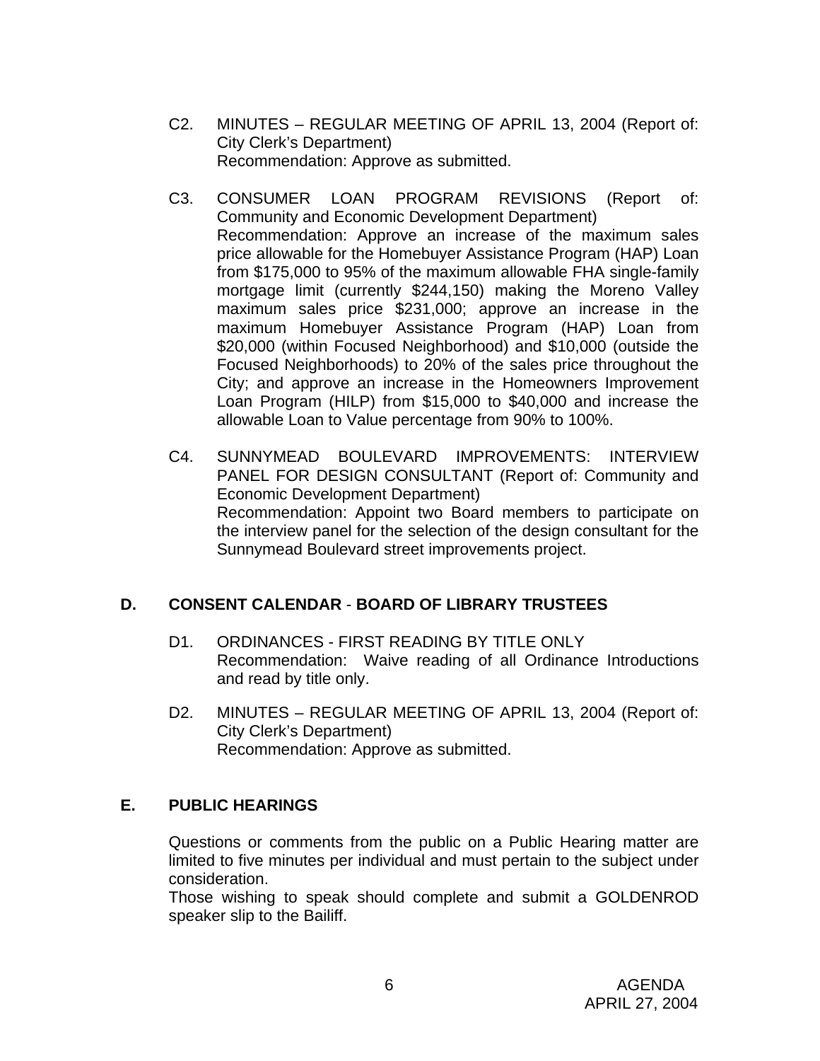C2. MINUTES – REGULAR MEETING OF APRIL 13, 2004 (Report of: City Clerk's Department)
Recommendation: Approve as submitted.

C3. CONSUMER LOAN PROGRAM REVISIONS (Report of: Community and Economic Development Department)
Recommendation: Approve an increase of the maximum sales price allowable for the Homebuyer Assistance Program (HAP) Loan from $175,000 to 95% of the maximum allowable FHA single-family mortgage limit (currently $244,150) making the Moreno Valley maximum sales price $231,000; approve an increase in the maximum Homebuyer Assistance Program (HAP) Loan from $20,000 (within Focused Neighborhood) and $10,000 (outside the Focused Neighborhoods) to 20% of the sales price throughout the City; and approve an increase in the Homeowners Improvement Loan Program (HILP) from $15,000 to $40,000 and increase the allowable Loan to Value percentage from 90% to 100%.

C4. SUNNYMEAD BOULEVARD IMPROVEMENTS: INTERVIEW PANEL FOR DESIGN CONSULTANT (Report of: Community and Economic Development Department)
Recommendation: Appoint two Board members to participate on the interview panel for the selection of the design consultant for the Sunnymead Boulevard street improvements project.

## D. CONSENT CALENDAR - BOARD OF LIBRARY TRUSTEES

D1. ORDINANCES - FIRST READING BY TITLE ONLY
Recommendation: Waive reading of all Ordinance Introductions and read by title only.

D2. MINUTES – REGULAR MEETING OF APRIL 13, 2004 (Report of: City Clerk's Department)
Recommendation: Approve as submitted.

## E. PUBLIC HEARINGS

Questions or comments from the public on a Public Hearing matter are limited to five minutes per individual and must pertain to the subject under consideration.
Those wishing to speak should complete and submit a GOLDENROD speaker slip to the Bailiff.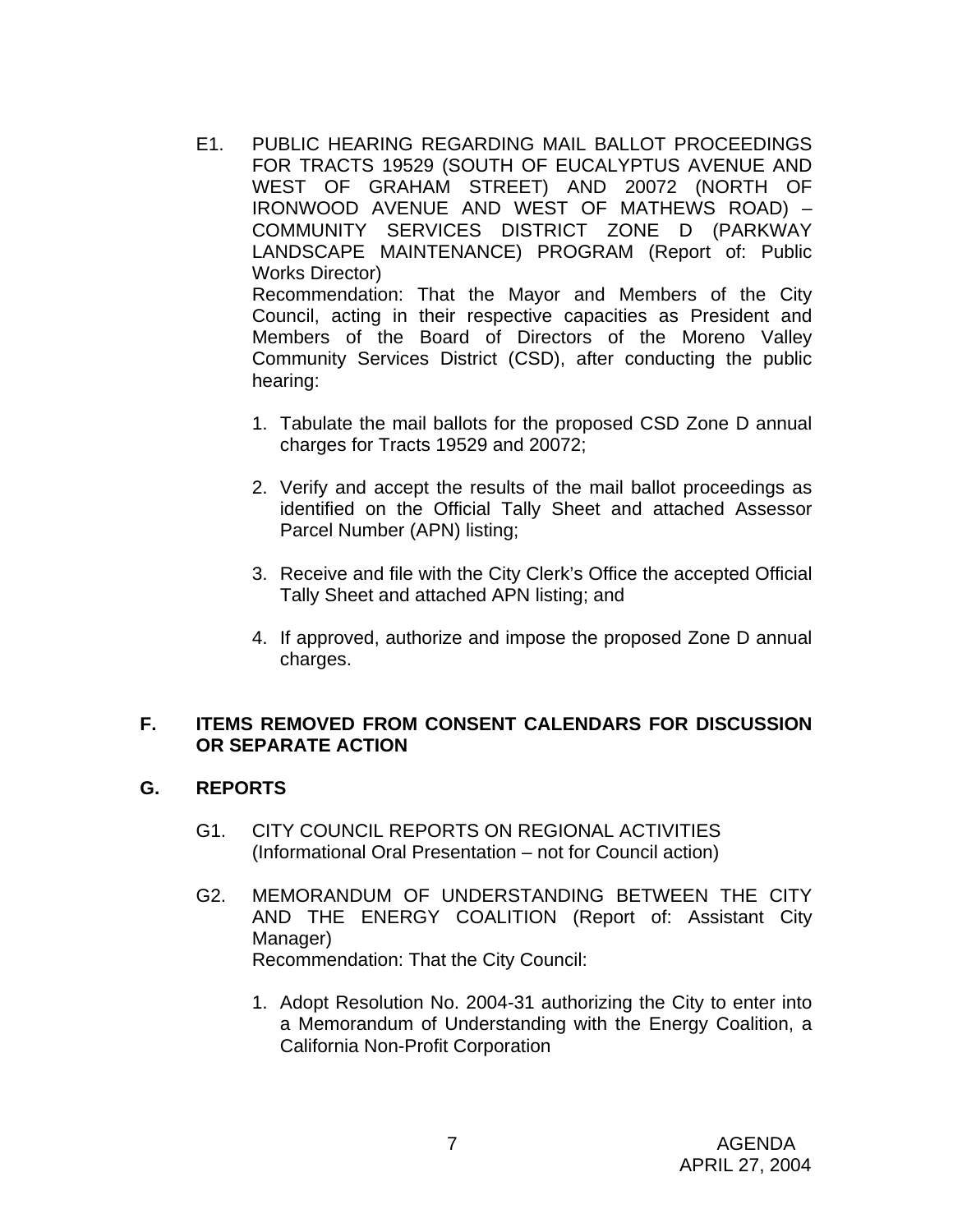E1. PUBLIC HEARING REGARDING MAIL BALLOT PROCEEDINGS FOR TRACTS 19529 (SOUTH OF EUCALYPTUS AVENUE AND WEST OF GRAHAM STREET) AND 20072 (NORTH OF IRONWOOD AVENUE AND WEST OF MATHEWS ROAD) – COMMUNITY SERVICES DISTRICT ZONE D (PARKWAY LANDSCAPE MAINTENANCE) PROGRAM (Report of: Public Works Director)

Recommendation: That the Mayor and Members of the City Council, acting in their respective capacities as President and Members of the Board of Directors of the Moreno Valley Community Services District (CSD), after conducting the public hearing:

1. Tabulate the mail ballots for the proposed CSD Zone D annual charges for Tracts 19529 and 20072;

2. Verify and accept the results of the mail ballot proceedings as identified on the Official Tally Sheet and attached Assessor Parcel Number (APN) listing;

3. Receive and file with the City Clerk's Office the accepted Official Tally Sheet and attached APN listing; and

4. If approved, authorize and impose the proposed Zone D annual charges.

## F. ITEMS REMOVED FROM CONSENT CALENDARS FOR DISCUSSION OR SEPARATE ACTION

## G. REPORTS

G1. CITY COUNCIL REPORTS ON REGIONAL ACTIVITIES (Informational Oral Presentation – not for Council action)

G2. MEMORANDUM OF UNDERSTANDING BETWEEN THE CITY AND THE ENERGY COALITION (Report of: Assistant City Manager)

Recommendation: That the City Council:

1. Adopt Resolution No. 2004-31 authorizing the City to enter into a Memorandum of Understanding with the Energy Coalition, a California Non-Profit Corporation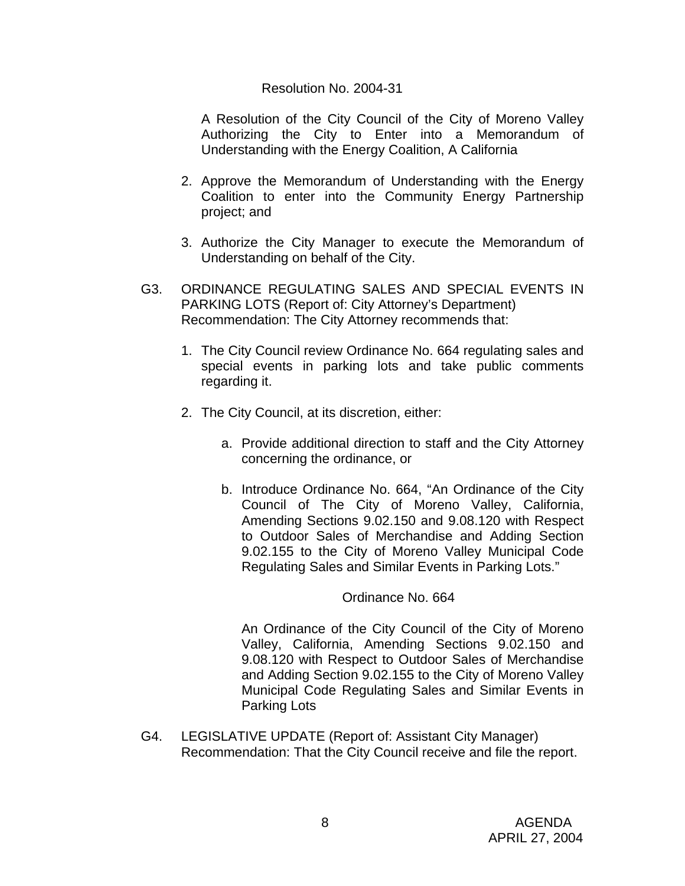Resolution No. 2004-31

A Resolution of the City Council of the City of Moreno Valley Authorizing the City to Enter into a Memorandum of Understanding with the Energy Coalition, A California

2. Approve the Memorandum of Understanding with the Energy Coalition to enter into the Community Energy Partnership project; and

3. Authorize the City Manager to execute the Memorandum of Understanding on behalf of the City.

G3. ORDINANCE REGULATING SALES AND SPECIAL EVENTS IN PARKING LOTS (Report of: City Attorney's Department)
Recommendation: The City Attorney recommends that:

1. The City Council review Ordinance No. 664 regulating sales and special events in parking lots and take public comments regarding it.

2. The City Council, at its discretion, either:

    a. Provide additional direction to staff and the City Attorney concerning the ordinance, or

    b. Introduce Ordinance No. 664, "An Ordinance of the City Council of The City of Moreno Valley, California, Amending Sections 9.02.150 and 9.08.120 with Respect to Outdoor Sales of Merchandise and Adding Section 9.02.155 to the City of Moreno Valley Municipal Code Regulating Sales and Similar Events in Parking Lots."

    Ordinance No. 664

    An Ordinance of the City Council of the City of Moreno Valley, California, Amending Sections 9.02.150 and 9.08.120 with Respect to Outdoor Sales of Merchandise and Adding Section 9.02.155 to the City of Moreno Valley Municipal Code Regulating Sales and Similar Events in Parking Lots

G4. LEGISLATIVE UPDATE (Report of: Assistant City Manager)
Recommendation: That the City Council receive and file the report.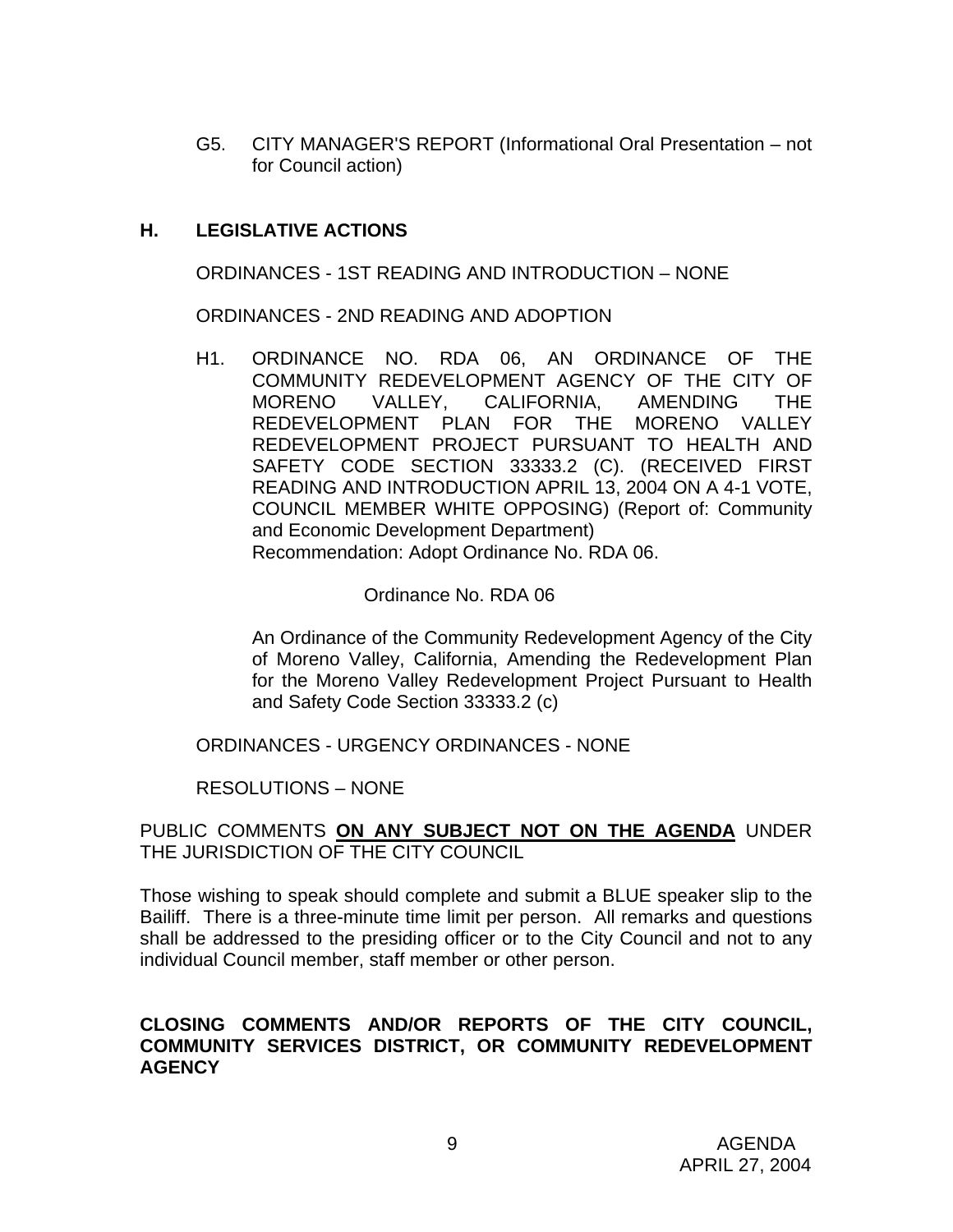G5. CITY MANAGER'S REPORT (Informational Oral Presentation – not for Council action)

## H. LEGISLATIVE ACTIONS

ORDINANCES - 1ST READING AND INTRODUCTION – NONE

ORDINANCES - 2ND READING AND ADOPTION

H1. ORDINANCE NO. RDA 06, AN ORDINANCE OF THE COMMUNITY REDEVELOPMENT AGENCY OF THE CITY OF MORENO VALLEY, CALIFORNIA, AMENDING THE REDEVELOPMENT PLAN FOR THE MORENO VALLEY REDEVELOPMENT PROJECT PURSUANT TO HEALTH AND SAFETY CODE SECTION 33333.2 (C). (RECEIVED FIRST READING AND INTRODUCTION APRIL 13, 2004 ON A 4-1 VOTE, COUNCIL MEMBER WHITE OPPOSING) (Report of: Community and Economic Development Department)
Recommendation: Adopt Ordinance No. RDA 06.

Ordinance No. RDA 06

An Ordinance of the Community Redevelopment Agency of the City of Moreno Valley, California, Amending the Redevelopment Plan for the Moreno Valley Redevelopment Project Pursuant to Health and Safety Code Section 33333.2 (c)

ORDINANCES - URGENCY ORDINANCES - NONE

RESOLUTIONS – NONE

PUBLIC COMMENTS **ON ANY SUBJECT NOT ON THE AGENDA** UNDER THE JURISDICTION OF THE CITY COUNCIL

Those wishing to speak should complete and submit a BLUE speaker slip to the Bailiff. There is a three-minute time limit per person. All remarks and questions shall be addressed to the presiding officer or to the City Council and not to any individual Council member, staff member or other person.

**CLOSING COMMENTS AND/OR REPORTS OF THE CITY COUNCIL, COMMUNITY SERVICES DISTRICT, OR COMMUNITY REDEVELOPMENT AGENCY**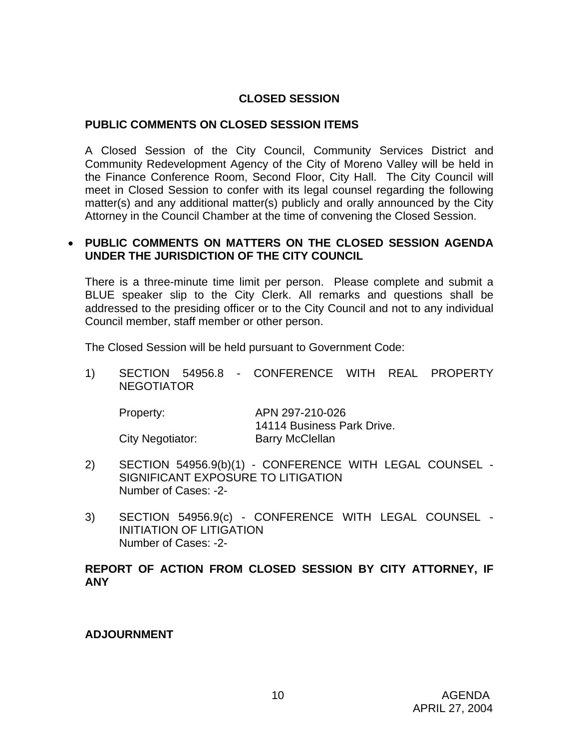## CLOSED SESSION

### PUBLIC COMMENTS ON CLOSED SESSION ITEMS

A Closed Session of the City Council, Community Services District and Community Redevelopment Agency of the City of Moreno Valley will be held in the Finance Conference Room, Second Floor, City Hall. The City Council will meet in Closed Session to confer with its legal counsel regarding the following matter(s) and any additional matter(s) publicly and orally announced by the City Attorney in the Council Chamber at the time of convening the Closed Session.

- **PUBLIC COMMENTS ON MATTERS ON THE CLOSED SESSION AGENDA UNDER THE JURISDICTION OF THE CITY COUNCIL**

There is a three-minute time limit per person. Please complete and submit a BLUE speaker slip to the City Clerk. All remarks and questions shall be addressed to the presiding officer or to the City Council and not to any individual Council member, staff member or other person.

The Closed Session will be held pursuant to Government Code:

1) SECTION 54956.8 - CONFERENCE WITH REAL PROPERTY NEGOTIATOR

   Property: APN 297-210-026
   14114 Business Park Drive.
   City Negotiator: Barry McClellan

2) SECTION 54956.9(b)(1) - CONFERENCE WITH LEGAL COUNSEL - SIGNIFICANT EXPOSURE TO LITIGATION
   Number of Cases: -2-

3) SECTION 54956.9(c) - CONFERENCE WITH LEGAL COUNSEL - INITIATION OF LITIGATION
   Number of Cases: -2-

**REPORT OF ACTION FROM CLOSED SESSION BY CITY ATTORNEY, IF ANY**

**ADJOURNMENT**